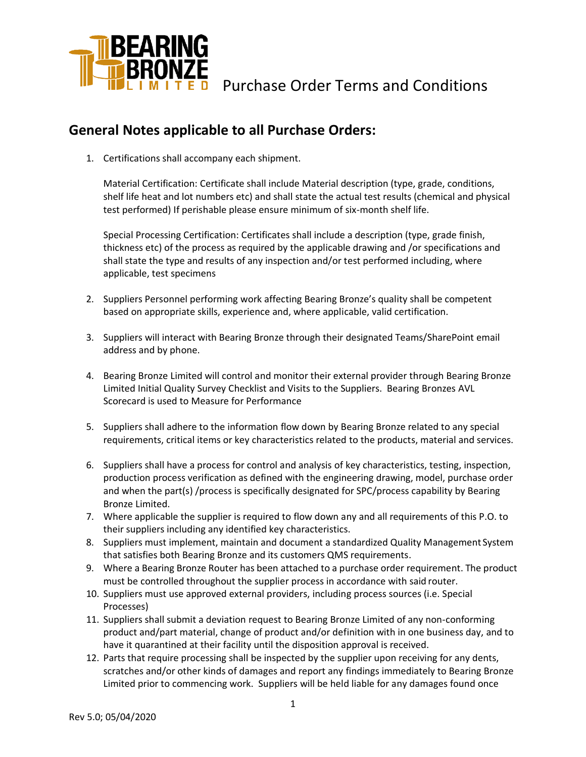# Purchase Order Terms and Conditions

## General Notes applicable to all Purchase Orders:

1. Certifications shall accompany each shipment.

   Material Certification: Certificate shall include Material description (type, grade, conditions, shelf life heat and lot numbers etc) and shall state the actual test results (chemical and physical test performed) If perishable please ensure minimum of six-month shelf life.

   Special Processing Certification: Certificates shall include a description (type, grade finish, thickness etc) of the process as required by the applicable drawing and /or specifications and shall state the type and results of any inspection and/or test performed including, where applicable, test specimens

2. Suppliers Personnel performing work affecting Bearing Bronze's quality shall be competent based on appropriate skills, experience and, where applicable, valid certification.

3. Suppliers will interact with Bearing Bronze through their designated Teams/SharePoint email address and by phone.

4. Bearing Bronze Limited will control and monitor their external provider through Bearing Bronze Limited Initial Quality Survey Checklist and Visits to the Suppliers. Bearing Bronzes AVL Scorecard is used to Measure for Performance

5. Suppliers shall adhere to the information flow down by Bearing Bronze related to any special requirements, critical items or key characteristics related to the products, material and services.

6. Suppliers shall have a process for control and analysis of key characteristics, testing, inspection, production process verification as defined with the engineering drawing, model, purchase order and when the part(s) /process is specifically designated for SPC/process capability by Bearing Bronze Limited.
7. Where applicable the supplier is required to flow down any and all requirements of this P.O. to their suppliers including any identified key characteristics.
8. Suppliers must implement, maintain and document a standardized Quality Management System that satisfies both Bearing Bronze and its customers QMS requirements.
9. Where a Bearing Bronze Router has been attached to a purchase order requirement. The product must be controlled throughout the supplier process in accordance with said router.
10. Suppliers must use approved external providers, including process sources (i.e. Special Processes)
11. Suppliers shall submit a deviation request to Bearing Bronze Limited of any non-conforming product and/part material, change of product and/or definition with in one business day, and to have it quarantined at their facility until the disposition approval is received.
12. Parts that require processing shall be inspected by the supplier upon receiving for any dents, scratches and/or other kinds of damages and report any findings immediately to Bearing Bronze Limited prior to commencing work. Suppliers will be held liable for any damages found once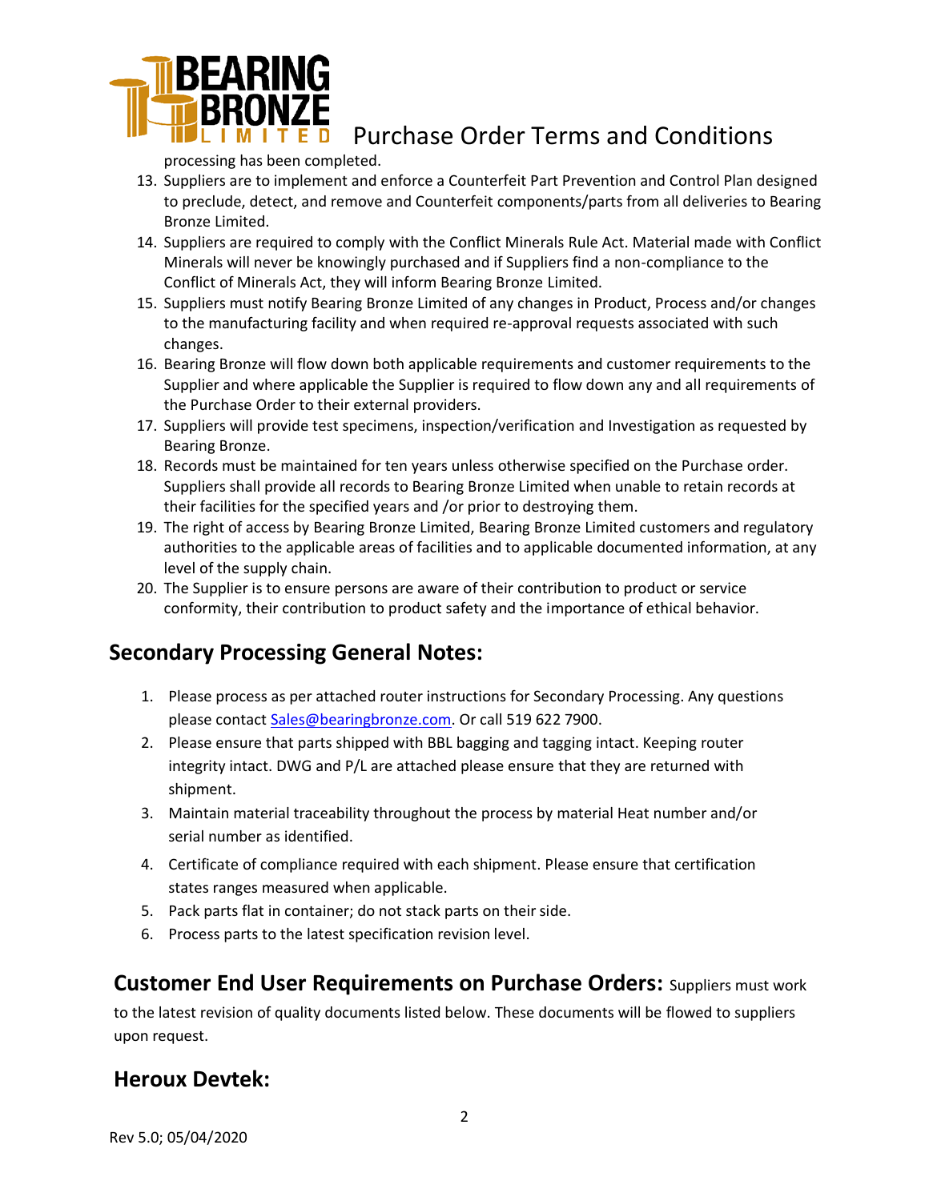processing has been completed.

13. Suppliers are to implement and enforce a Counterfeit Part Prevention and Control Plan designed to preclude, detect, and remove and Counterfeit components/parts from all deliveries to Bearing Bronze Limited.
14. Suppliers are required to comply with the Conflict Minerals Rule Act. Material made with Conflict Minerals will never be knowingly purchased and if Suppliers find a non-compliance to the Conflict of Minerals Act, they will inform Bearing Bronze Limited.
15. Suppliers must notify Bearing Bronze Limited of any changes in Product, Process and/or changes to the manufacturing facility and when required re-approval requests associated with such changes.
16. Bearing Bronze will flow down both applicable requirements and customer requirements to the Supplier and where applicable the Supplier is required to flow down any and all requirements of the Purchase Order to their external providers.
17. Suppliers will provide test specimens, inspection/verification and Investigation as requested by Bearing Bronze.
18. Records must be maintained for ten years unless otherwise specified on the Purchase order. Suppliers shall provide all records to Bearing Bronze Limited when unable to retain records at their facilities for the specified years and /or prior to destroying them.
19. The right of access by Bearing Bronze Limited, Bearing Bronze Limited customers and regulatory authorities to the applicable areas of facilities and to applicable documented information, at any level of the supply chain.
20. The Supplier is to ensure persons are aware of their contribution to product or service conformity, their contribution to product safety and the importance of ethical behavior.

## Secondary Processing General Notes:

1. Please process as per attached router instructions for Secondary Processing. Any questions please contact Sales@bearingbronze.com. Or call 519 622 7900.
2. Please ensure that parts shipped with BBL bagging and tagging intact. Keeping router integrity intact. DWG and P/L are attached please ensure that they are returned with shipment.
3. Maintain material traceability throughout the process by material Heat number and/or serial number as identified.
4. Certificate of compliance required with each shipment. Please ensure that certification states ranges measured when applicable.
5. Pack parts flat in container; do not stack parts on their side.
6. Process parts to the latest specification revision level.

## Customer End User Requirements on Purchase Orders:

Suppliers must work to the latest revision of quality documents listed below. These documents will be flowed to suppliers upon request.

## Heroux Devtek:

Rev 5.0; 05/04/2020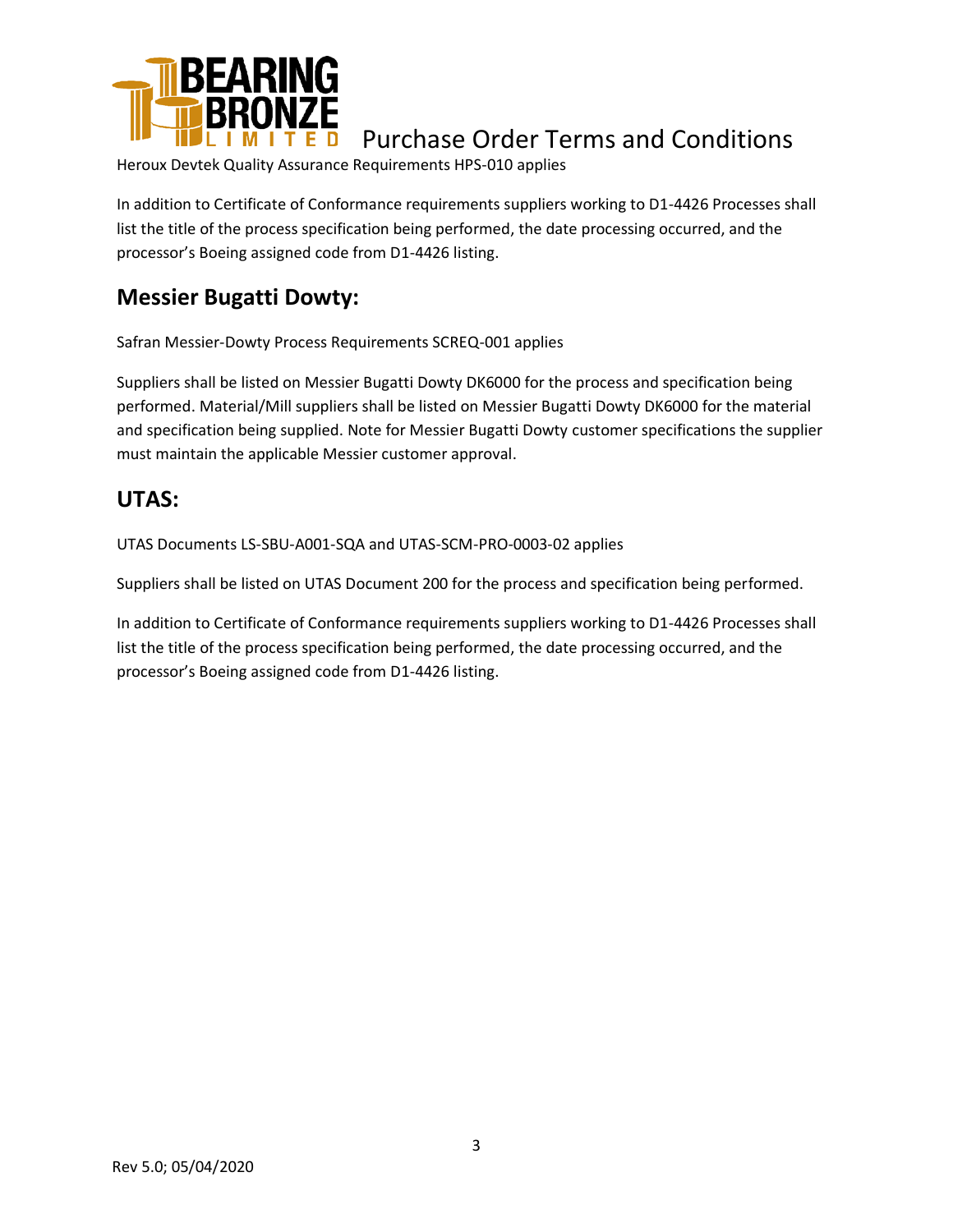Heroux Devtek Quality Assurance Requirements HPS-010 applies

In addition to Certificate of Conformance requirements suppliers working to D1-4426 Processes shall list the title of the process specification being performed, the date processing occurred, and the processor's Boeing assigned code from D1-4426 listing.

## Messier Bugatti Dowty:

Safran Messier-Dowty Process Requirements SCREQ-001 applies

Suppliers shall be listed on Messier Bugatti Dowty DK6000 for the process and specification being performed. Material/Mill suppliers shall be listed on Messier Bugatti Dowty DK6000 for the material and specification being supplied. Note for Messier Bugatti Dowty customer specifications the supplier must maintain the applicable Messier customer approval.

## UTAS:

UTAS Documents LS-SBU-A001-SQA and UTAS-SCM-PRO-0003-02 applies

Suppliers shall be listed on UTAS Document 200 for the process and specification being performed.

In addition to Certificate of Conformance requirements suppliers working to D1-4426 Processes shall list the title of the process specification being performed, the date processing occurred, and the processor's Boeing assigned code from D1-4426 listing.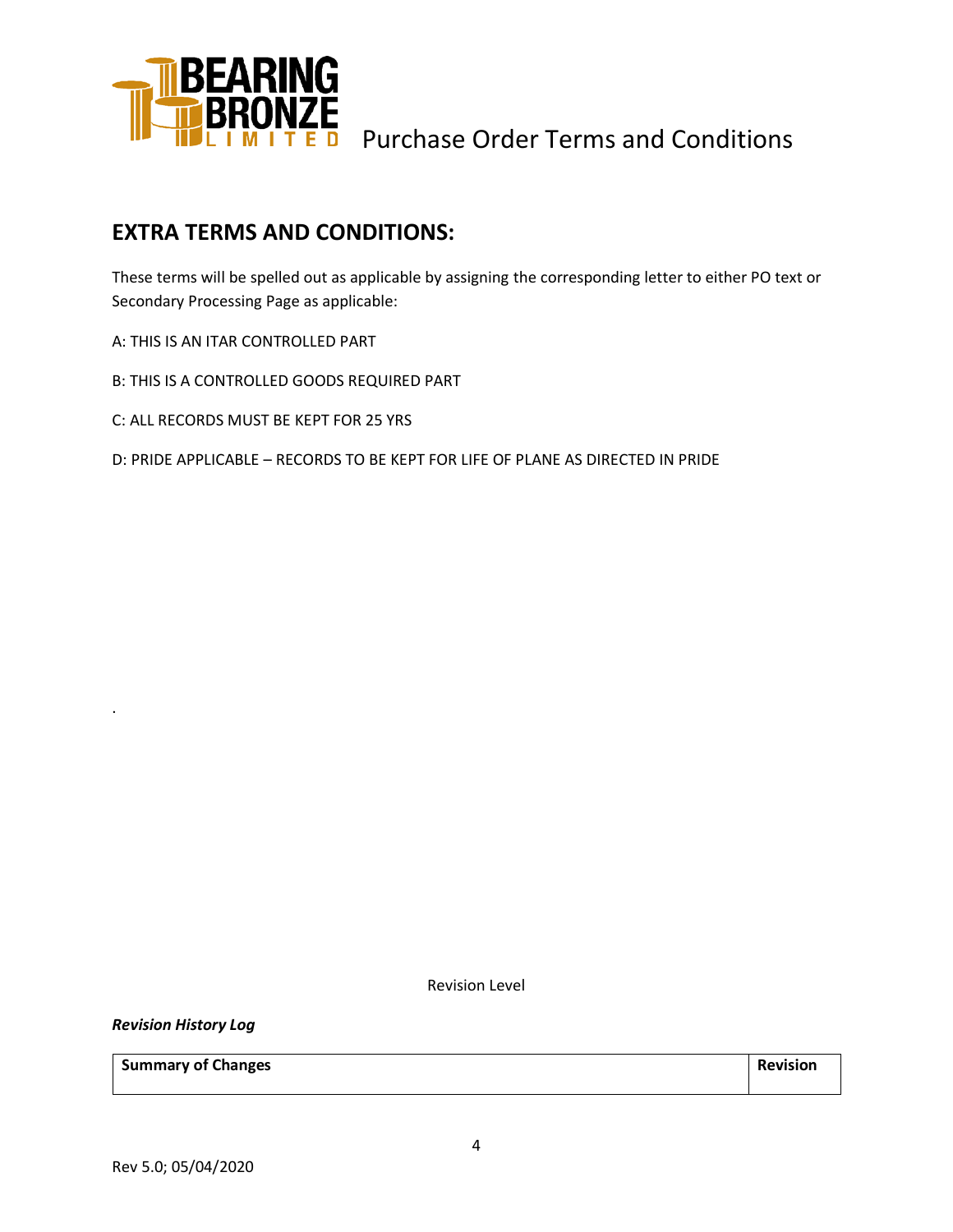## EXTRA TERMS AND CONDITIONS:

These terms will be spelled out as applicable by assigning the corresponding letter to either PO text or Secondary Processing Page as applicable:

A: THIS IS AN ITAR CONTROLLED PART

B: THIS IS A CONTROLLED GOODS REQUIRED PART

C: ALL RECORDS MUST BE KEPT FOR 25 YRS

D: PRIDE APPLICABLE – RECORDS TO BE KEPT FOR LIFE OF PLANE AS DIRECTED IN PRIDE

.

Revision Level

***Revision History Log***

| **Summary of Changes** | **Revision** |
| --- | --- |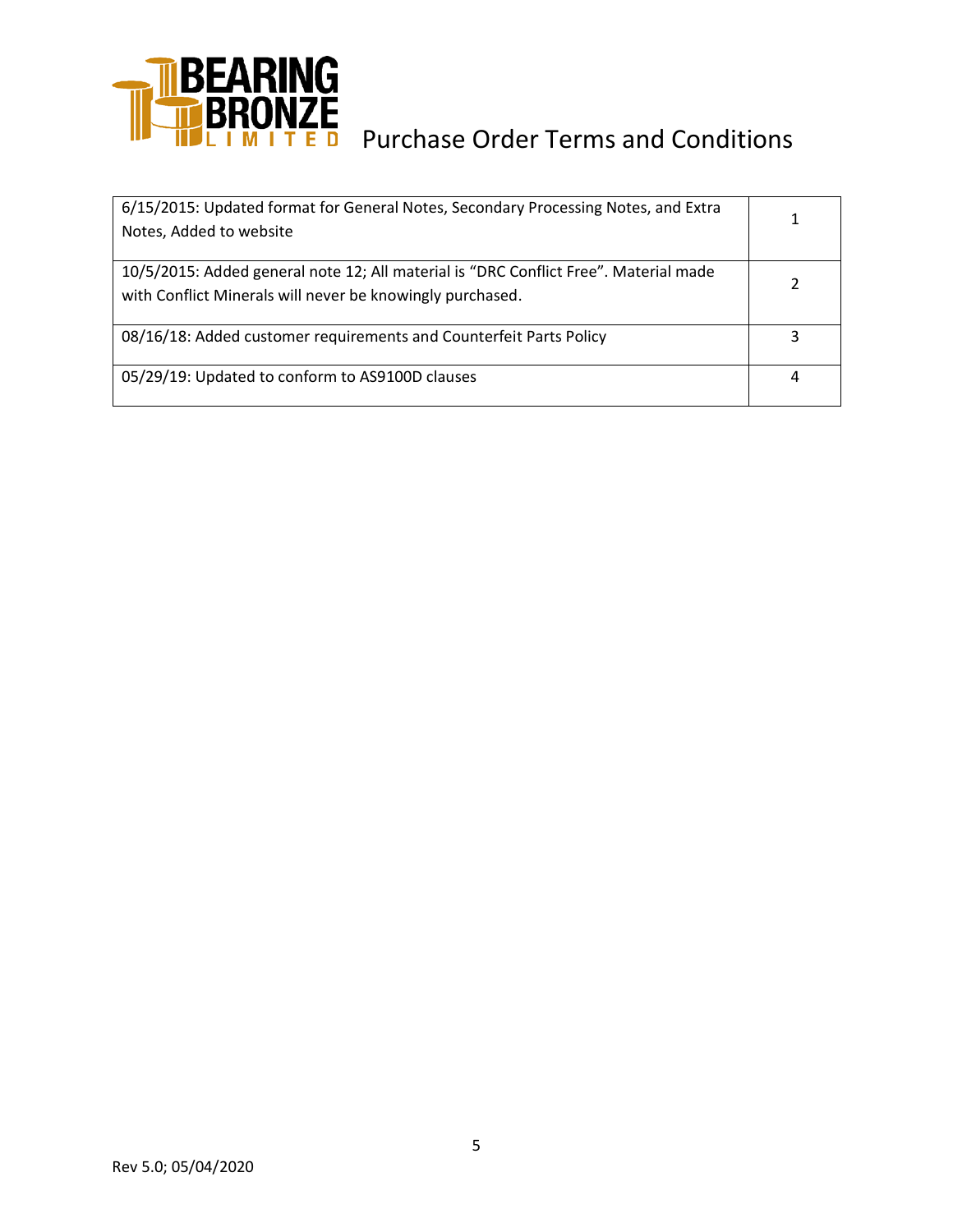| | |
|---|---|
| 6/15/2015: Updated format for General Notes, Secondary Processing Notes, and Extra Notes, Added to website | 1 |
| 10/5/2015: Added general note 12; All material is "DRC Conflict Free". Material made with Conflict Minerals will never be knowingly purchased. | 2 |
| 08/16/18: Added customer requirements and Counterfeit Parts Policy | 3 |
| 05/29/19: Updated to conform to AS9100D clauses | 4 |